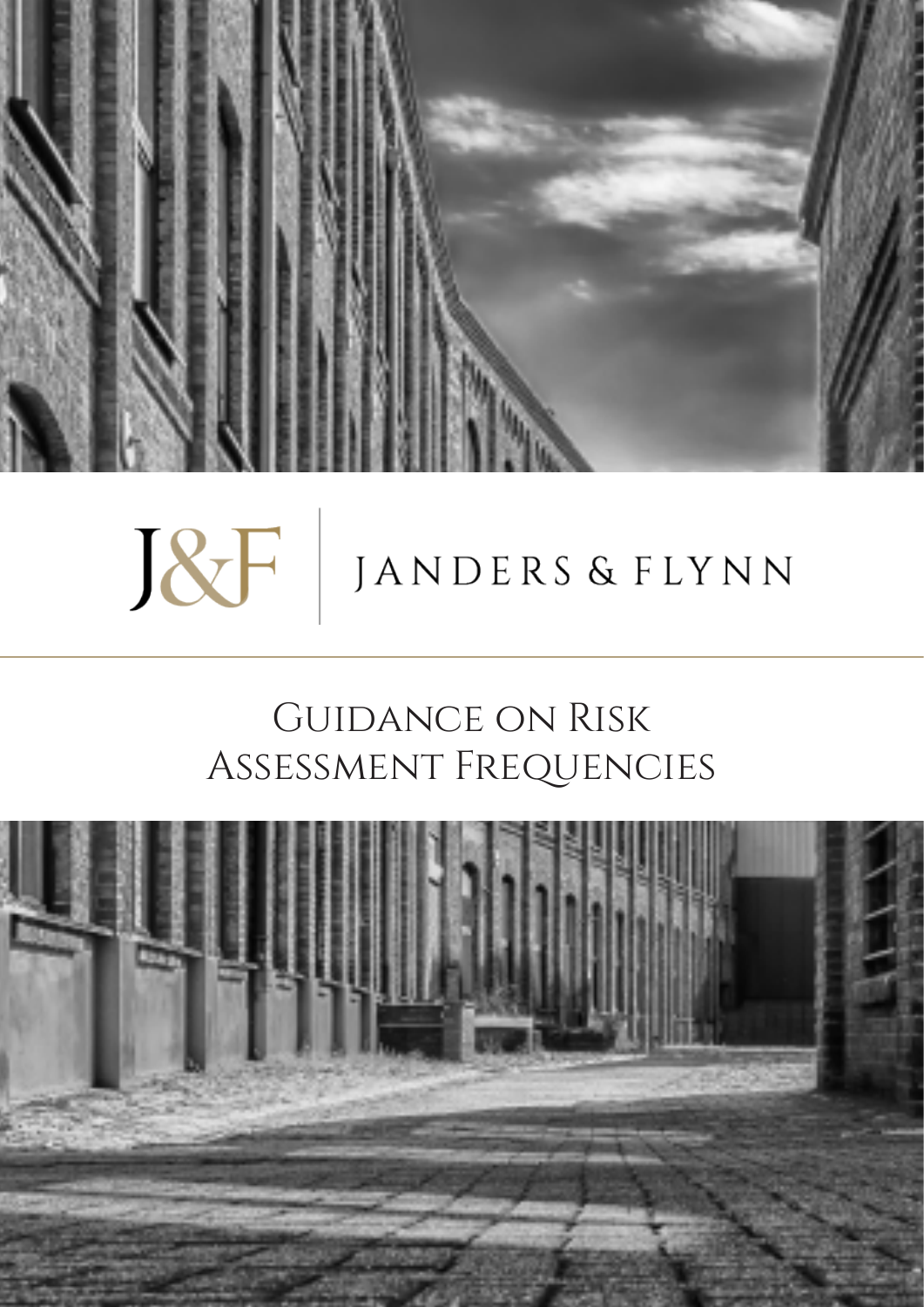J&F | JANDERS & FLYNN

# Guidance on Risk Assessment Frequencies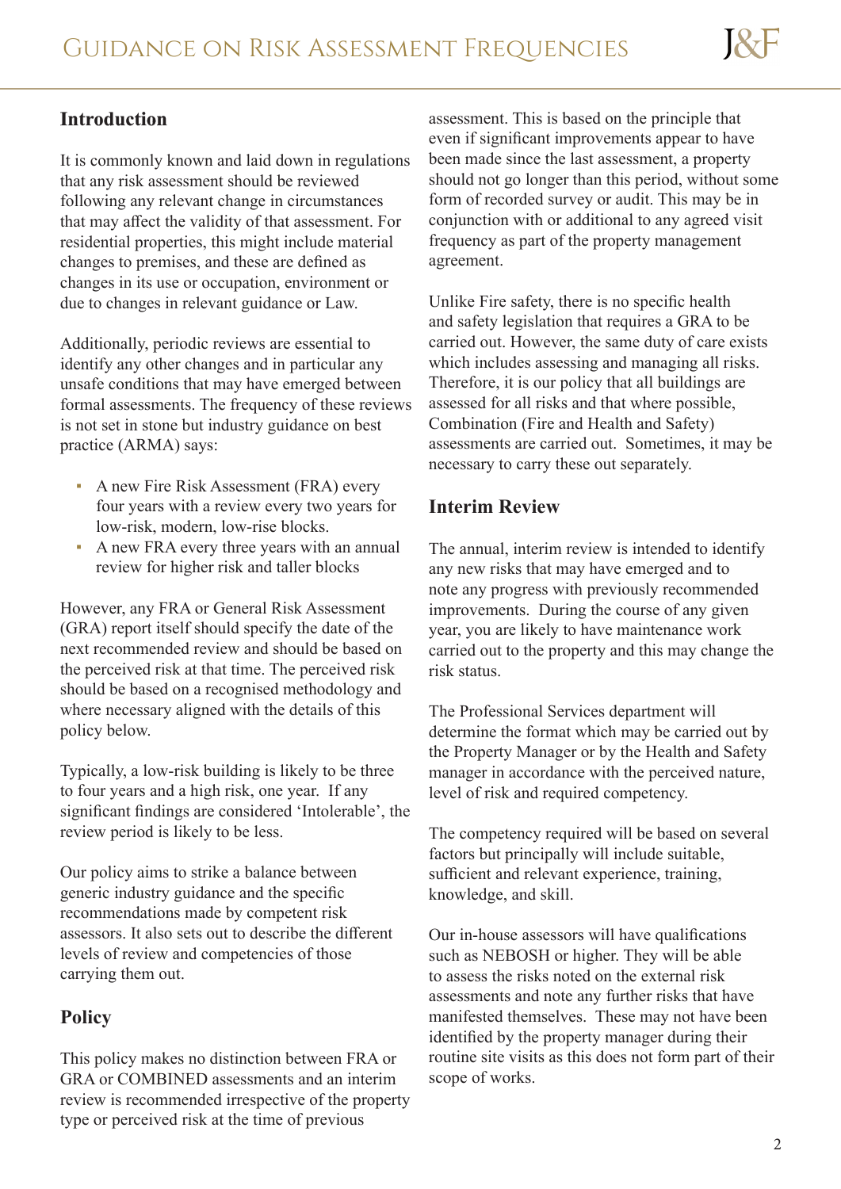## Introduction

It is commonly known and laid down in regulations that any risk assessment should be reviewed following any relevant change in circumstances that may affect the validity of that assessment. For residential properties, this might include material changes to premises, and these are defined as changes in its use or occupation, environment or due to changes in relevant guidance or Law.

Additionally, periodic reviews are essential to identify any other changes and in particular any unsafe conditions that may have emerged between formal assessments. The frequency of these reviews is not set in stone but industry guidance on best practice (ARMA) says:

- A new Fire Risk Assessment (FRA) every four years with a review every two years for low-risk, modern, low-rise blocks.
- A new FRA every three years with an annual review for higher risk and taller blocks

However, any FRA or General Risk Assessment (GRA) report itself should specify the date of the next recommended review and should be based on the perceived risk at that time. The perceived risk should be based on a recognised methodology and where necessary aligned with the details of this policy below.

Typically, a low-risk building is likely to be three to four years and a high risk, one year. If any significant findings are considered 'Intolerable', the review period is likely to be less.

Our policy aims to strike a balance between generic industry guidance and the specific recommendations made by competent risk assessors. It also sets out to describe the different levels of review and competencies of those carrying them out.

## Policy

This policy makes no distinction between FRA or GRA or COMBINED assessments and an interim review is recommended irrespective of the property type or perceived risk at the time of previous assessment. This is based on the principle that even if significant improvements appear to have been made since the last assessment, a property should not go longer than this period, without some form of recorded survey or audit. This may be in conjunction with or additional to any agreed visit frequency as part of the property management agreement.

Unlike Fire safety, there is no specific health and safety legislation that requires a GRA to be carried out. However, the same duty of care exists which includes assessing and managing all risks. Therefore, it is our policy that all buildings are assessed for all risks and that where possible, Combination (Fire and Health and Safety) assessments are carried out. Sometimes, it may be necessary to carry these out separately.

## Interim Review

The annual, interim review is intended to identify any new risks that may have emerged and to note any progress with previously recommended improvements. During the course of any given year, you are likely to have maintenance work carried out to the property and this may change the risk status.

The Professional Services department will determine the format which may be carried out by the Property Manager or by the Health and Safety manager in accordance with the perceived nature, level of risk and required competency.

The competency required will be based on several factors but principally will include suitable, sufficient and relevant experience, training, knowledge, and skill.

Our in-house assessors will have qualifications such as NEBOSH or higher. They will be able to assess the risks noted on the external risk assessments and note any further risks that have manifested themselves. These may not have been identified by the property manager during their routine site visits as this does not form part of their scope of works.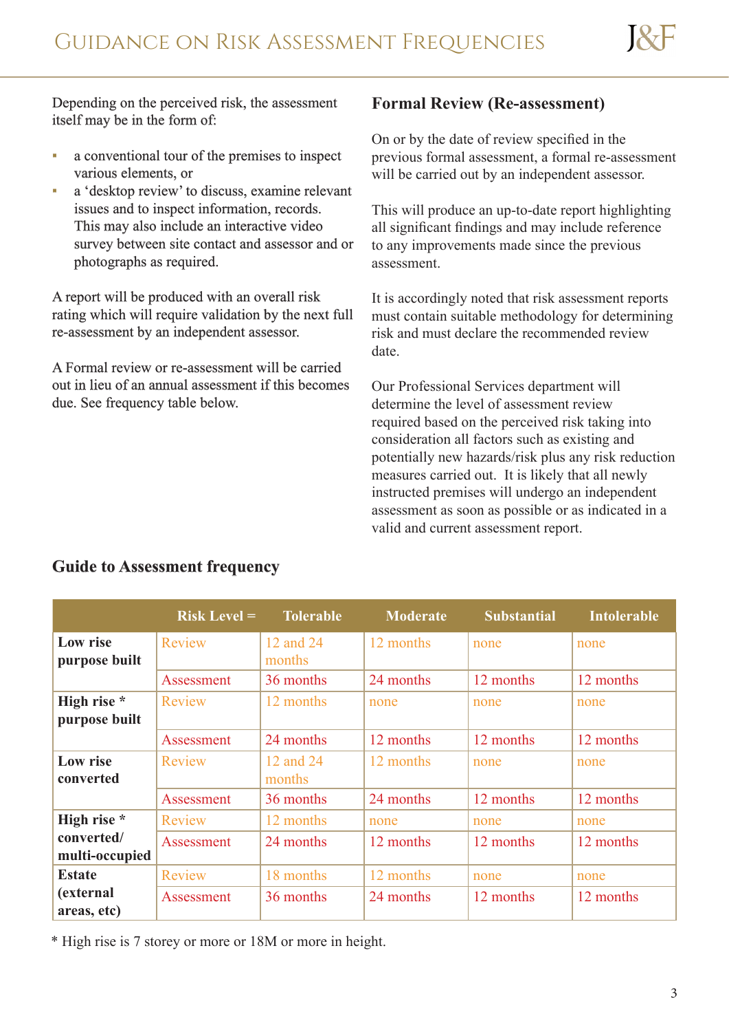Depending on the perceived risk, the assessment itself may be in the form of:

- a conventional tour of the premises to inspect various elements, or
- a 'desktop review' to discuss, examine relevant issues and to inspect information, records. This may also include an interactive video survey between site contact and assessor and or photographs as required.

A report will be produced with an overall risk rating which will require validation by the next full re-assessment by an independent assessor.

A Formal review or re-assessment will be carried out in lieu of an annual assessment if this becomes due. See frequency table below.

## Formal Review (Re-assessment)

On or by the date of review specified in the previous formal assessment, a formal re-assessment will be carried out by an independent assessor.

This will produce an up-to-date report highlighting all significant findings and may include reference to any improvements made since the previous assessment.

It is accordingly noted that risk assessment reports must contain suitable methodology for determining risk and must declare the recommended review date.

Our Professional Services department will determine the level of assessment review required based on the perceived risk taking into consideration all factors such as existing and potentially new hazards/risk plus any risk reduction measures carried out. It is likely that all newly instructed premises will undergo an independent assessment as soon as possible or as indicated in a valid and current assessment report.

## Guide to Assessment frequency

| | Risk Level = | Tolerable | Moderate | Substantial | Intolerable |
|---|---|---|---|---|---|
| **Low rise purpose built** | Review | 12 and 24 months | 12 months | none | none |
| | Assessment | 36 months | 24 months | 12 months | 12 months |
| **High rise * purpose built** | Review | 12 months | none | none | none |
| | Assessment | 24 months | 12 months | 12 months | 12 months |
| **Low rise converted** | Review | 12 and 24 months | 12 months | none | none |
| | Assessment | 36 months | 24 months | 12 months | 12 months |
| **High rise * converted/ multi-occupied** | Review | 12 months | none | none | none |
| | Assessment | 24 months | 12 months | 12 months | 12 months |
| **Estate (external areas, etc)** | Review | 18 months | 12 months | none | none |
| | Assessment | 36 months | 24 months | 12 months | 12 months |

* High rise is 7 storey or more or 18M or more in height.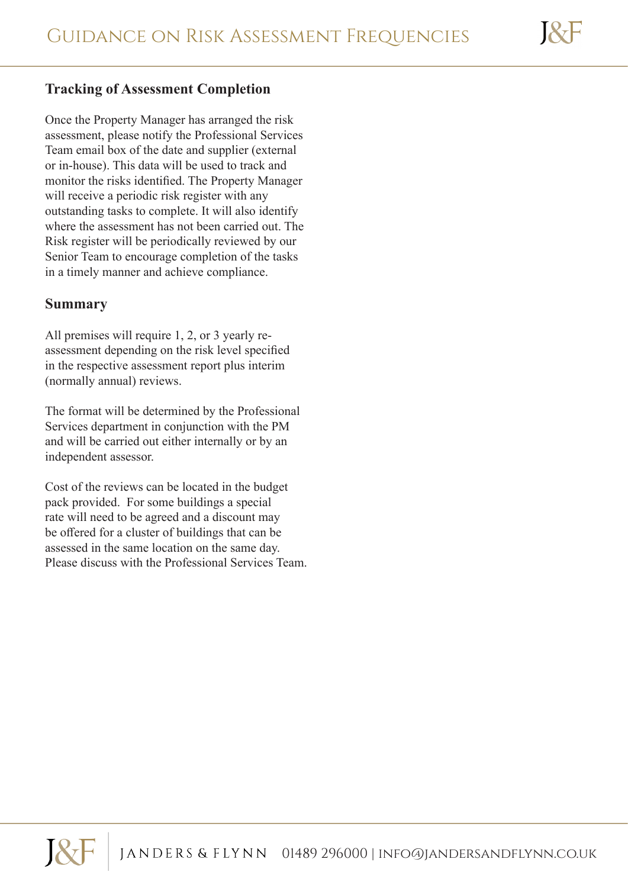## Tracking of Assessment Completion

Once the Property Manager has arranged the risk assessment, please notify the Professional Services Team email box of the date and supplier (external or in-house). This data will be used to track and monitor the risks identified. The Property Manager will receive a periodic risk register with any outstanding tasks to complete. It will also identify where the assessment has not been carried out. The Risk register will be periodically reviewed by our Senior Team to encourage completion of the tasks in a timely manner and achieve compliance.

## Summary

All premises will require 1, 2, or 3 yearly re-assessment depending on the risk level specified in the respective assessment report plus interim (normally annual) reviews.

The format will be determined by the Professional Services department in conjunction with the PM and will be carried out either internally or by an independent assessor.

Cost of the reviews can be located in the budget pack provided. For some buildings a special rate will need to be agreed and a discount may be offered for a cluster of buildings that can be assessed in the same location on the same day. Please discuss with the Professional Services Team.